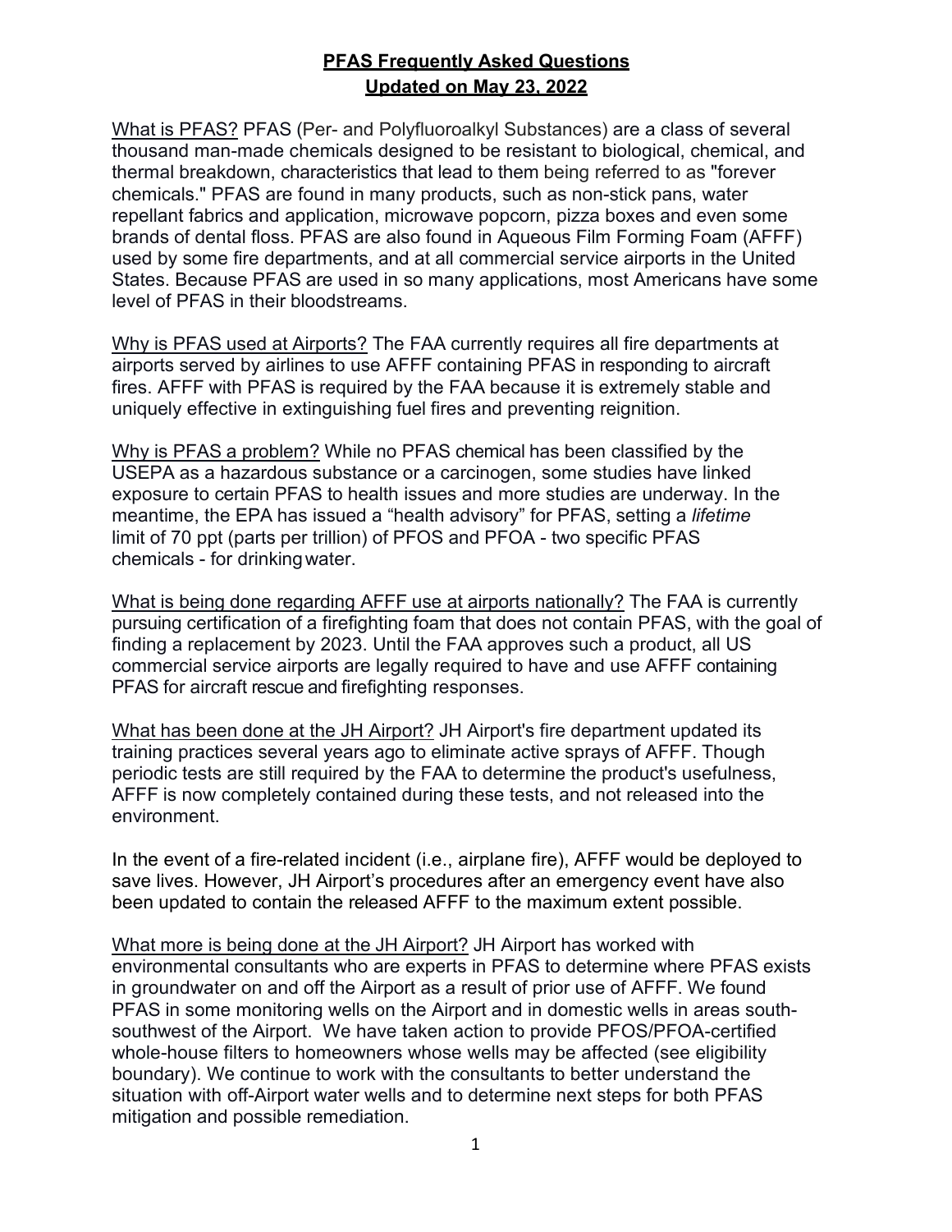# PFAS Frequently Asked Questions
## Updated on May 23, 2022

What is PFAS? PFAS (Per- and Polyfluoroalkyl Substances) are a class of several thousand man-made chemicals designed to be resistant to biological, chemical, and thermal breakdown, characteristics that lead to them being referred to as "forever chemicals." PFAS are found in many products, such as non-stick pans, water repellant fabrics and application, microwave popcorn, pizza boxes and even some brands of dental floss. PFAS are also found in Aqueous Film Forming Foam (AFFF) used by some fire departments, and at all commercial service airports in the United States. Because PFAS are used in so many applications, most Americans have some level of PFAS in their bloodstreams.

Why is PFAS used at Airports? The FAA currently requires all fire departments at airports served by airlines to use AFFF containing PFAS in responding to aircraft fires. AFFF with PFAS is required by the FAA because it is extremely stable and uniquely effective in extinguishing fuel fires and preventing reignition.

Why is PFAS a problem? While no PFAS chemical has been classified by the USEPA as a hazardous substance or a carcinogen, some studies have linked exposure to certain PFAS to health issues and more studies are underway. In the meantime, the EPA has issued a "health advisory" for PFAS, setting a *lifetime* limit of 70 ppt (parts per trillion) of PFOS and PFOA - two specific PFAS chemicals - for drinking water.

What is being done regarding AFFF use at airports nationally? The FAA is currently pursuing certification of a firefighting foam that does not contain PFAS, with the goal of finding a replacement by 2023. Until the FAA approves such a product, all US commercial service airports are legally required to have and use AFFF containing PFAS for aircraft rescue and firefighting responses.

What has been done at the JH Airport? JH Airport's fire department updated its training practices several years ago to eliminate active sprays of AFFF. Though periodic tests are still required by the FAA to determine the product's usefulness, AFFF is now completely contained during these tests, and not released into the environment.

In the event of a fire-related incident (i.e., airplane fire), AFFF would be deployed to save lives. However, JH Airport's procedures after an emergency event have also been updated to contain the released AFFF to the maximum extent possible.

What more is being done at the JH Airport? JH Airport has worked with environmental consultants who are experts in PFAS to determine where PFAS exists in groundwater on and off the Airport as a result of prior use of AFFF. We found PFAS in some monitoring wells on the Airport and in domestic wells in areas south-southwest of the Airport. We have taken action to provide PFOS/PFOA-certified whole-house filters to homeowners whose wells may be affected (see eligibility boundary). We continue to work with the consultants to better understand the situation with off-Airport water wells and to determine next steps for both PFAS mitigation and possible remediation.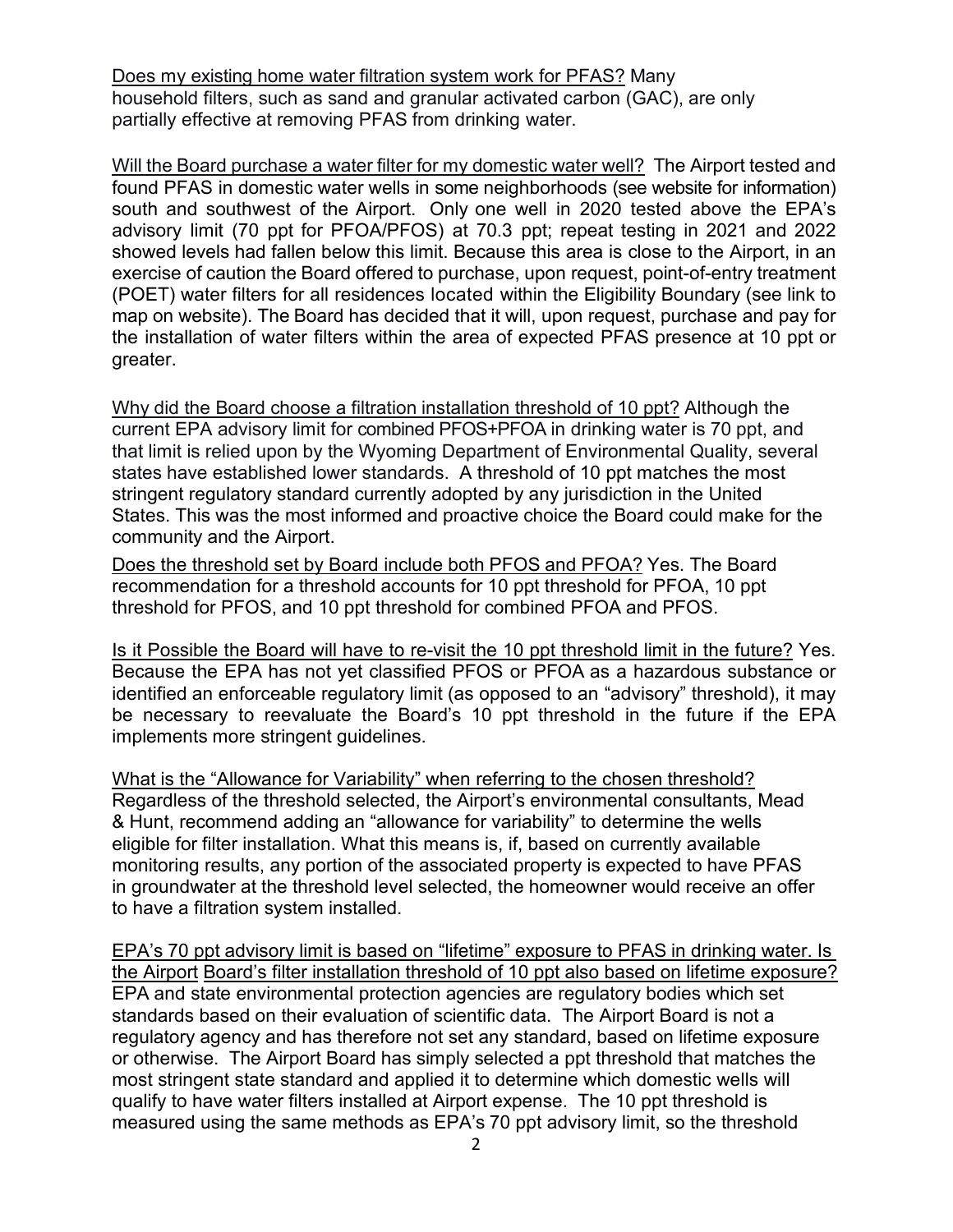Does my existing home water filtration system work for PFAS? Many household filters, such as sand and granular activated carbon (GAC), are only partially effective at removing PFAS from drinking water.

Will the Board purchase a water filter for my domestic water well? The Airport tested and found PFAS in domestic water wells in some neighborhoods (see website for information) south and southwest of the Airport. Only one well in 2020 tested above the EPA's advisory limit (70 ppt for PFOA/PFOS) at 70.3 ppt; repeat testing in 2021 and 2022 showed levels had fallen below this limit. Because this area is close to the Airport, in an exercise of caution the Board offered to purchase, upon request, point-of-entry treatment (POET) water filters for all residences located within the Eligibility Boundary (see link to map on website). The Board has decided that it will, upon request, purchase and pay for the installation of water filters within the area of expected PFAS presence at 10 ppt or greater.

Why did the Board choose a filtration installation threshold of 10 ppt? Although the current EPA advisory limit for combined PFOS+PFOA in drinking water is 70 ppt, and that limit is relied upon by the Wyoming Department of Environmental Quality, several states have established lower standards. A threshold of 10 ppt matches the most stringent regulatory standard currently adopted by any jurisdiction in the United States. This was the most informed and proactive choice the Board could make for the community and the Airport.

Does the threshold set by Board include both PFOS and PFOA? Yes. The Board recommendation for a threshold accounts for 10 ppt threshold for PFOA, 10 ppt threshold for PFOS, and 10 ppt threshold for combined PFOA and PFOS.

Is it Possible the Board will have to re-visit the 10 ppt threshold limit in the future? Yes. Because the EPA has not yet classified PFOS or PFOA as a hazardous substance or identified an enforceable regulatory limit (as opposed to an "advisory" threshold), it may be necessary to reevaluate the Board's 10 ppt threshold in the future if the EPA implements more stringent guidelines.

What is the "Allowance for Variability" when referring to the chosen threshold? Regardless of the threshold selected, the Airport's environmental consultants, Mead & Hunt, recommend adding an "allowance for variability" to determine the wells eligible for filter installation. What this means is, if, based on currently available monitoring results, any portion of the associated property is expected to have PFAS in groundwater at the threshold level selected, the homeowner would receive an offer to have a filtration system installed.

EPA's 70 ppt advisory limit is based on "lifetime" exposure to PFAS in drinking water. Is the Airport Board's filter installation threshold of 10 ppt also based on lifetime exposure? EPA and state environmental protection agencies are regulatory bodies which set standards based on their evaluation of scientific data. The Airport Board is not a regulatory agency and has therefore not set any standard, based on lifetime exposure or otherwise. The Airport Board has simply selected a ppt threshold that matches the most stringent state standard and applied it to determine which domestic wells will qualify to have water filters installed at Airport expense. The 10 ppt threshold is measured using the same methods as EPA's 70 ppt advisory limit, so the threshold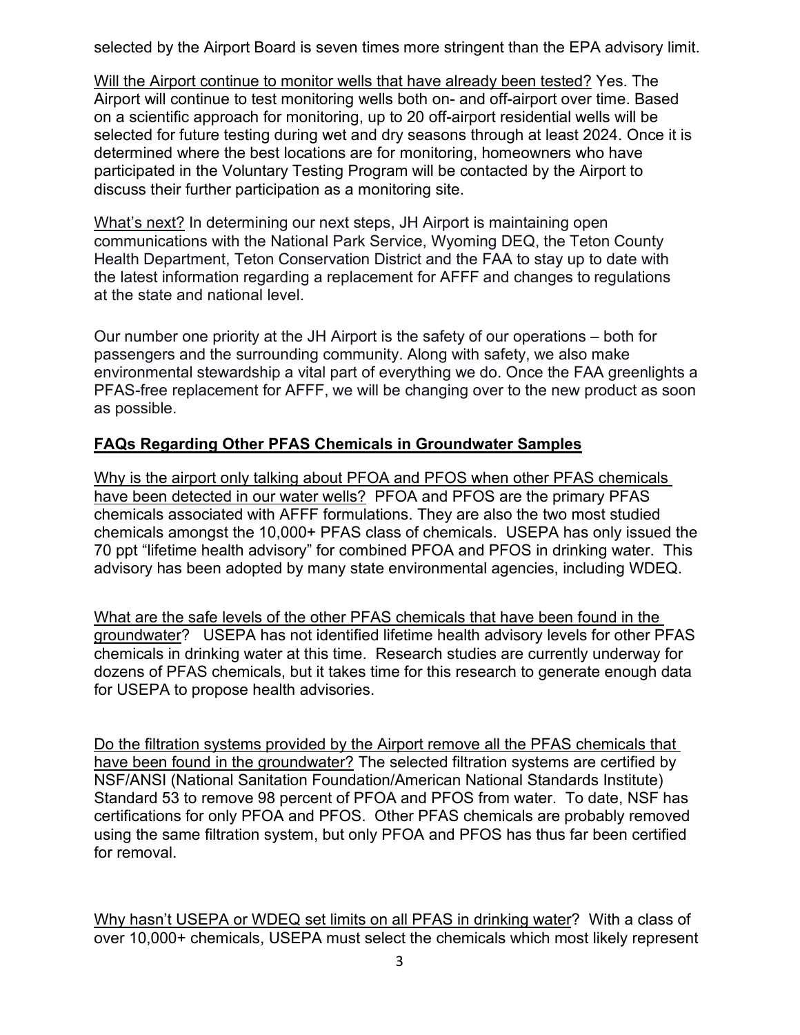selected by the Airport Board is seven times more stringent than the EPA advisory limit.

Will the Airport continue to monitor wells that have already been tested? Yes. The Airport will continue to test monitoring wells both on- and off-airport over time. Based on a scientific approach for monitoring, up to 20 off-airport residential wells will be selected for future testing during wet and dry seasons through at least 2024. Once it is determined where the best locations are for monitoring, homeowners who have participated in the Voluntary Testing Program will be contacted by the Airport to discuss their further participation as a monitoring site.

What's next? In determining our next steps, JH Airport is maintaining open communications with the National Park Service, Wyoming DEQ, the Teton County Health Department, Teton Conservation District and the FAA to stay up to date with the latest information regarding a replacement for AFFF and changes to regulations at the state and national level.

Our number one priority at the JH Airport is the safety of our operations – both for passengers and the surrounding community. Along with safety, we also make environmental stewardship a vital part of everything we do. Once the FAA greenlights a PFAS-free replacement for AFFF, we will be changing over to the new product as soon as possible.

## FAQs Regarding Other PFAS Chemicals in Groundwater Samples

Why is the airport only talking about PFOA and PFOS when other PFAS chemicals have been detected in our water wells? PFOA and PFOS are the primary PFAS chemicals associated with AFFF formulations. They are also the two most studied chemicals amongst the 10,000+ PFAS class of chemicals. USEPA has only issued the 70 ppt "lifetime health advisory" for combined PFOA and PFOS in drinking water. This advisory has been adopted by many state environmental agencies, including WDEQ.

What are the safe levels of the other PFAS chemicals that have been found in the groundwater? USEPA has not identified lifetime health advisory levels for other PFAS chemicals in drinking water at this time. Research studies are currently underway for dozens of PFAS chemicals, but it takes time for this research to generate enough data for USEPA to propose health advisories.

Do the filtration systems provided by the Airport remove all the PFAS chemicals that have been found in the groundwater? The selected filtration systems are certified by NSF/ANSI (National Sanitation Foundation/American National Standards Institute) Standard 53 to remove 98 percent of PFOA and PFOS from water. To date, NSF has certifications for only PFOA and PFOS. Other PFAS chemicals are probably removed using the same filtration system, but only PFOA and PFOS has thus far been certified for removal.

Why hasn't USEPA or WDEQ set limits on all PFAS in drinking water? With a class of over 10,000+ chemicals, USEPA must select the chemicals which most likely represent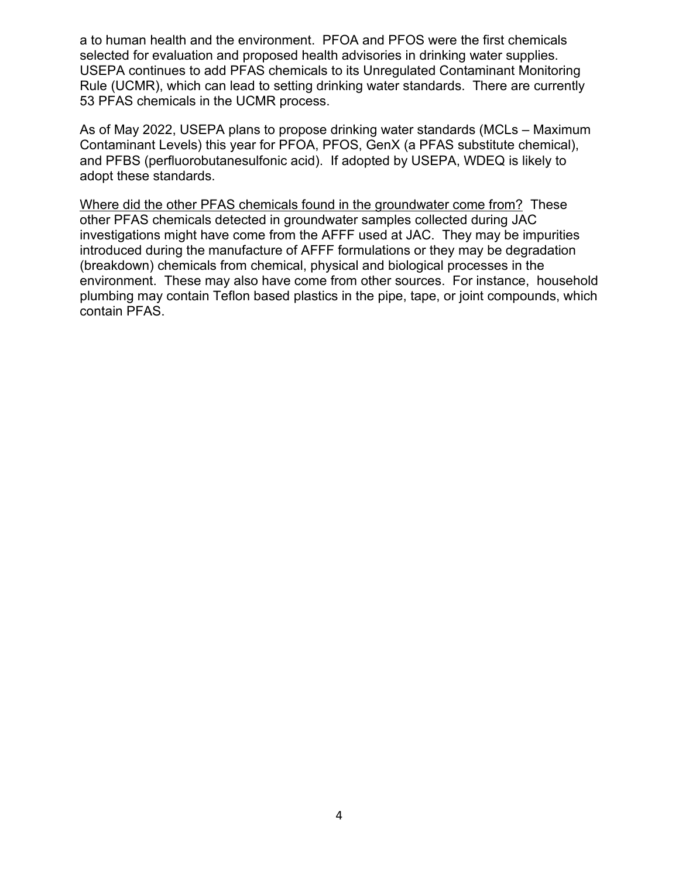a to human health and the environment. PFOA and PFOS were the first chemicals selected for evaluation and proposed health advisories in drinking water supplies. USEPA continues to add PFAS chemicals to its Unregulated Contaminant Monitoring Rule (UCMR), which can lead to setting drinking water standards. There are currently 53 PFAS chemicals in the UCMR process.

As of May 2022, USEPA plans to propose drinking water standards (MCLs – Maximum Contaminant Levels) this year for PFOA, PFOS, GenX (a PFAS substitute chemical), and PFBS (perfluorobutanesulfonic acid). If adopted by USEPA, WDEQ is likely to adopt these standards.

<u>Where did the other PFAS chemicals found in the groundwater come from?</u> These other PFAS chemicals detected in groundwater samples collected during JAC investigations might have come from the AFFF used at JAC. They may be impurities introduced during the manufacture of AFFF formulations or they may be degradation (breakdown) chemicals from chemical, physical and biological processes in the environment. These may also have come from other sources. For instance, household plumbing may contain Teflon based plastics in the pipe, tape, or joint compounds, which contain PFAS.